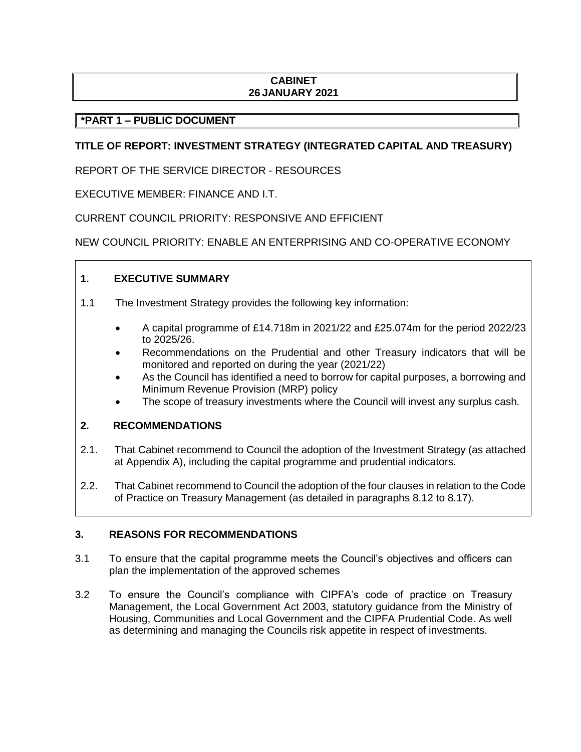**CABINET**
**26 JANUARY 2021**

**\*PART 1 – PUBLIC DOCUMENT**

**TITLE OF REPORT: INVESTMENT STRATEGY (INTEGRATED CAPITAL AND TREASURY)**

REPORT OF THE SERVICE DIRECTOR - RESOURCES

EXECUTIVE MEMBER: FINANCE AND I.T.

CURRENT COUNCIL PRIORITY: RESPONSIVE AND EFFICIENT

NEW COUNCIL PRIORITY: ENABLE AN ENTERPRISING AND CO-OPERATIVE ECONOMY

## 1. EXECUTIVE SUMMARY

1.1 The Investment Strategy provides the following key information:

- A capital programme of £14.718m in 2021/22 and £25.074m for the period 2022/23 to 2025/26.
- Recommendations on the Prudential and other Treasury indicators that will be monitored and reported on during the year (2021/22)
- As the Council has identified a need to borrow for capital purposes, a borrowing and Minimum Revenue Provision (MRP) policy
- The scope of treasury investments where the Council will invest any surplus cash.

## 2. RECOMMENDATIONS

2.1. That Cabinet recommend to Council the adoption of the Investment Strategy (as attached at Appendix A), including the capital programme and prudential indicators.

2.2. That Cabinet recommend to Council the adoption of the four clauses in relation to the Code of Practice on Treasury Management (as detailed in paragraphs 8.12 to 8.17).

## 3. REASONS FOR RECOMMENDATIONS

3.1 To ensure that the capital programme meets the Council's objectives and officers can plan the implementation of the approved schemes

3.2 To ensure the Council's compliance with CIPFA's code of practice on Treasury Management, the Local Government Act 2003, statutory guidance from the Ministry of Housing, Communities and Local Government and the CIPFA Prudential Code. As well as determining and managing the Councils risk appetite in respect of investments.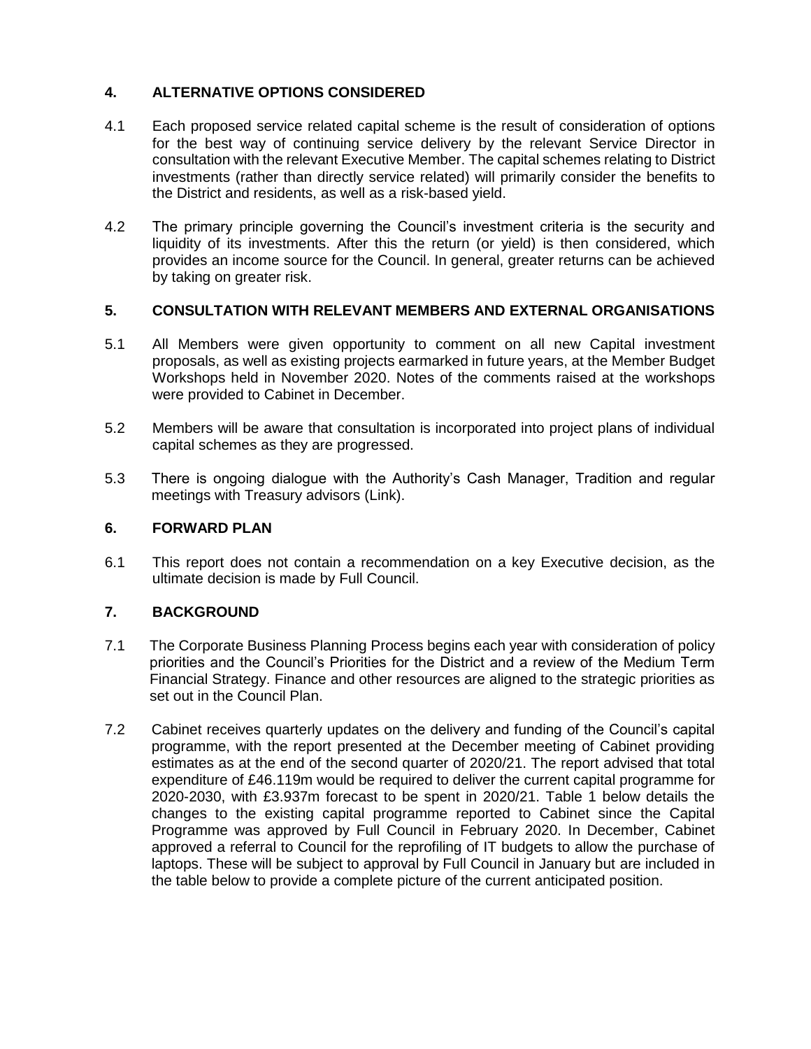## 4. ALTERNATIVE OPTIONS CONSIDERED

4.1 Each proposed service related capital scheme is the result of consideration of options for the best way of continuing service delivery by the relevant Service Director in consultation with the relevant Executive Member. The capital schemes relating to District investments (rather than directly service related) will primarily consider the benefits to the District and residents, as well as a risk-based yield.

4.2 The primary principle governing the Council's investment criteria is the security and liquidity of its investments. After this the return (or yield) is then considered, which provides an income source for the Council. In general, greater returns can be achieved by taking on greater risk.

## 5. CONSULTATION WITH RELEVANT MEMBERS AND EXTERNAL ORGANISATIONS

5.1 All Members were given opportunity to comment on all new Capital investment proposals, as well as existing projects earmarked in future years, at the Member Budget Workshops held in November 2020. Notes of the comments raised at the workshops were provided to Cabinet in December.

5.2 Members will be aware that consultation is incorporated into project plans of individual capital schemes as they are progressed.

5.3 There is ongoing dialogue with the Authority's Cash Manager, Tradition and regular meetings with Treasury advisors (Link).

## 6. FORWARD PLAN

6.1 This report does not contain a recommendation on a key Executive decision, as the ultimate decision is made by Full Council.

## 7. BACKGROUND

7.1 The Corporate Business Planning Process begins each year with consideration of policy priorities and the Council's Priorities for the District and a review of the Medium Term Financial Strategy. Finance and other resources are aligned to the strategic priorities as set out in the Council Plan.

7.2 Cabinet receives quarterly updates on the delivery and funding of the Council's capital programme, with the report presented at the December meeting of Cabinet providing estimates as at the end of the second quarter of 2020/21. The report advised that total expenditure of £46.119m would be required to deliver the current capital programme for 2020-2030, with £3.937m forecast to be spent in 2020/21. Table 1 below details the changes to the existing capital programme reported to Cabinet since the Capital Programme was approved by Full Council in February 2020. In December, Cabinet approved a referral to Council for the reprofiling of IT budgets to allow the purchase of laptops. These will be subject to approval by Full Council in January but are included in the table below to provide a complete picture of the current anticipated position.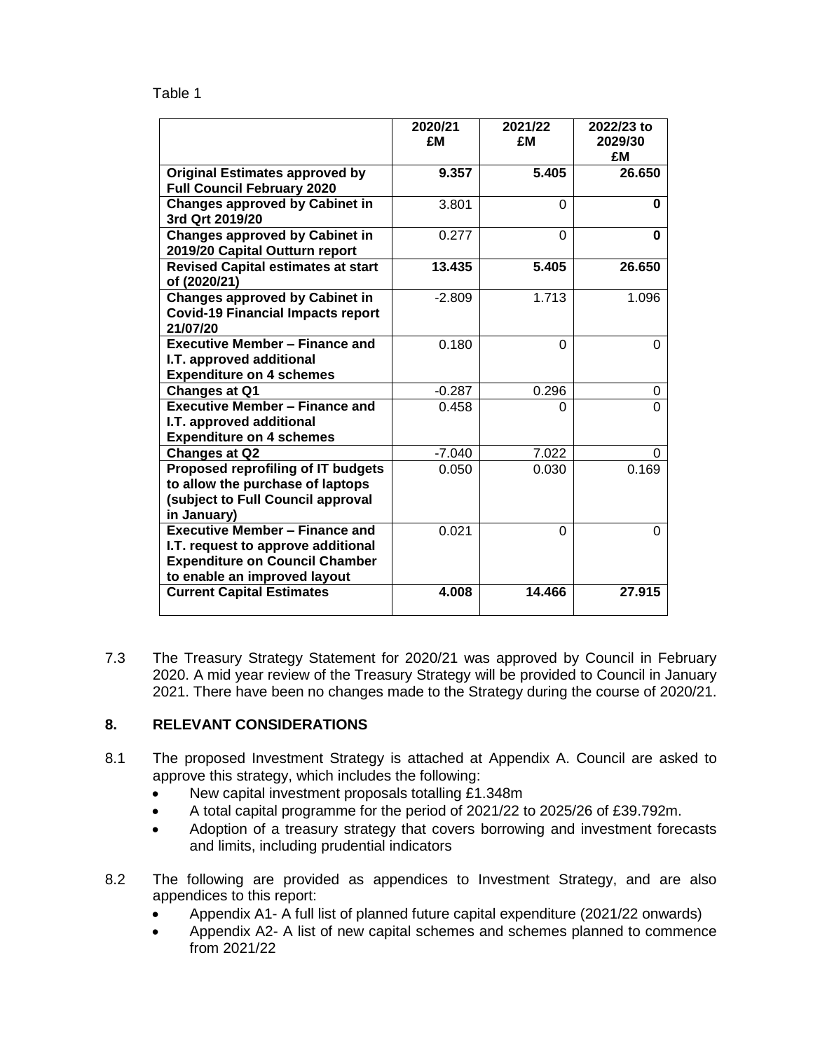Table 1

| | 2020/21 £M | 2021/22 £M | 2022/23 to 2029/30 £M |
|---|---|---|---|
| **Original Estimates approved by Full Council February 2020** | **9.357** | **5.405** | **26.650** |
| **Changes approved by Cabinet in 3rd Qrt 2019/20** | 3.801 | 0 | **0** |
| **Changes approved by Cabinet in 2019/20 Capital Outturn report** | 0.277 | 0 | **0** |
| **Revised Capital estimates at start of (2020/21)** | **13.435** | **5.405** | **26.650** |
| **Changes approved by Cabinet in Covid-19 Financial Impacts report 21/07/20** | -2.809 | 1.713 | 1.096 |
| **Executive Member – Finance and I.T. approved additional Expenditure on 4 schemes** | 0.180 | 0 | 0 |
| **Changes at Q1** | -0.287 | 0.296 | 0 |
| **Executive Member – Finance and I.T. approved additional Expenditure on 4 schemes** | 0.458 | 0 | 0 |
| **Changes at Q2** | -7.040 | 7.022 | 0 |
| **Proposed reprofiling of IT budgets to allow the purchase of laptops (subject to Full Council approval in January)** | 0.050 | 0.030 | 0.169 |
| **Executive Member – Finance and I.T. request to approve additional Expenditure on Council Chamber to enable an improved layout** | 0.021 | 0 | 0 |
| **Current Capital Estimates** | **4.008** | **14.466** | **27.915** |

7.3 The Treasury Strategy Statement for 2020/21 was approved by Council in February 2020. A mid year review of the Treasury Strategy will be provided to Council in January 2021. There have been no changes made to the Strategy during the course of 2020/21.

## 8. RELEVANT CONSIDERATIONS

8.1 The proposed Investment Strategy is attached at Appendix A. Council are asked to approve this strategy, which includes the following:

- New capital investment proposals totalling £1.348m
- A total capital programme for the period of 2021/22 to 2025/26 of £39.792m.
- Adoption of a treasury strategy that covers borrowing and investment forecasts and limits, including prudential indicators

8.2 The following are provided as appendices to Investment Strategy, and are also appendices to this report:

- Appendix A1- A full list of planned future capital expenditure (2021/22 onwards)
- Appendix A2- A list of new capital schemes and schemes planned to commence from 2021/22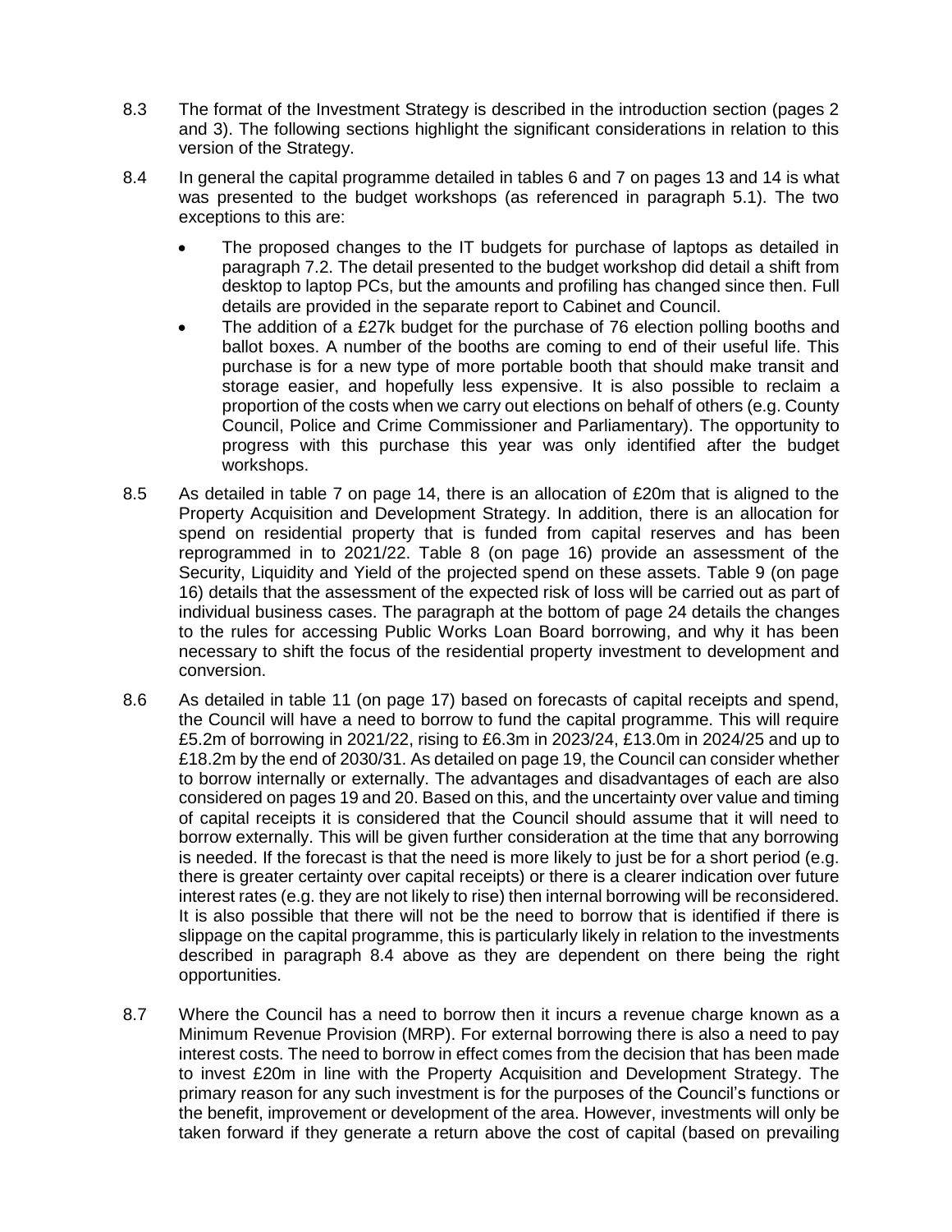8.3 The format of the Investment Strategy is described in the introduction section (pages 2 and 3). The following sections highlight the significant considerations in relation to this version of the Strategy.

8.4 In general the capital programme detailed in tables 6 and 7 on pages 13 and 14 is what was presented to the budget workshops (as referenced in paragraph 5.1). The two exceptions to this are:

- The proposed changes to the IT budgets for purchase of laptops as detailed in paragraph 7.2. The detail presented to the budget workshop did detail a shift from desktop to laptop PCs, but the amounts and profiling has changed since then. Full details are provided in the separate report to Cabinet and Council.
- The addition of a £27k budget for the purchase of 76 election polling booths and ballot boxes. A number of the booths are coming to end of their useful life. This purchase is for a new type of more portable booth that should make transit and storage easier, and hopefully less expensive. It is also possible to reclaim a proportion of the costs when we carry out elections on behalf of others (e.g. County Council, Police and Crime Commissioner and Parliamentary). The opportunity to progress with this purchase this year was only identified after the budget workshops.

8.5 As detailed in table 7 on page 14, there is an allocation of £20m that is aligned to the Property Acquisition and Development Strategy. In addition, there is an allocation for spend on residential property that is funded from capital reserves and has been reprogrammed in to 2021/22. Table 8 (on page 16) provide an assessment of the Security, Liquidity and Yield of the projected spend on these assets. Table 9 (on page 16) details that the assessment of the expected risk of loss will be carried out as part of individual business cases. The paragraph at the bottom of page 24 details the changes to the rules for accessing Public Works Loan Board borrowing, and why it has been necessary to shift the focus of the residential property investment to development and conversion.

8.6 As detailed in table 11 (on page 17) based on forecasts of capital receipts and spend, the Council will have a need to borrow to fund the capital programme. This will require £5.2m of borrowing in 2021/22, rising to £6.3m in 2023/24, £13.0m in 2024/25 and up to £18.2m by the end of 2030/31. As detailed on page 19, the Council can consider whether to borrow internally or externally. The advantages and disadvantages of each are also considered on pages 19 and 20. Based on this, and the uncertainty over value and timing of capital receipts it is considered that the Council should assume that it will need to borrow externally. This will be given further consideration at the time that any borrowing is needed. If the forecast is that the need is more likely to just be for a short period (e.g. there is greater certainty over capital receipts) or there is a clearer indication over future interest rates (e.g. they are not likely to rise) then internal borrowing will be reconsidered. It is also possible that there will not be the need to borrow that is identified if there is slippage on the capital programme, this is particularly likely in relation to the investments described in paragraph 8.4 above as they are dependent on there being the right opportunities.

8.7 Where the Council has a need to borrow then it incurs a revenue charge known as a Minimum Revenue Provision (MRP). For external borrowing there is also a need to pay interest costs. The need to borrow in effect comes from the decision that has been made to invest £20m in line with the Property Acquisition and Development Strategy. The primary reason for any such investment is for the purposes of the Council's functions or the benefit, improvement or development of the area. However, investments will only be taken forward if they generate a return above the cost of capital (based on prevailing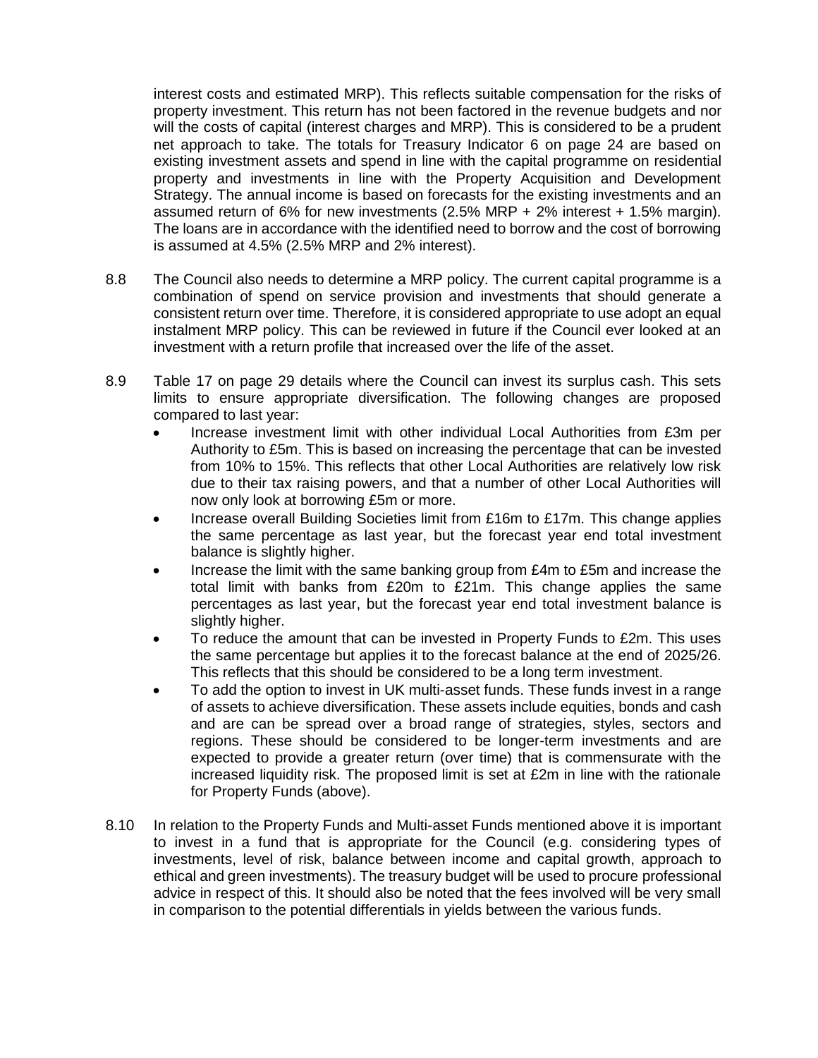interest costs and estimated MRP). This reflects suitable compensation for the risks of property investment. This return has not been factored in the revenue budgets and nor will the costs of capital (interest charges and MRP). This is considered to be a prudent net approach to take. The totals for Treasury Indicator 6 on page 24 are based on existing investment assets and spend in line with the capital programme on residential property and investments in line with the Property Acquisition and Development Strategy. The annual income is based on forecasts for the existing investments and an assumed return of 6% for new investments (2.5% MRP + 2% interest + 1.5% margin). The loans are in accordance with the identified need to borrow and the cost of borrowing is assumed at 4.5% (2.5% MRP and 2% interest).

8.8 The Council also needs to determine a MRP policy. The current capital programme is a combination of spend on service provision and investments that should generate a consistent return over time. Therefore, it is considered appropriate to use adopt an equal instalment MRP policy. This can be reviewed in future if the Council ever looked at an investment with a return profile that increased over the life of the asset.

8.9 Table 17 on page 29 details where the Council can invest its surplus cash. This sets limits to ensure appropriate diversification. The following changes are proposed compared to last year:

- Increase investment limit with other individual Local Authorities from £3m per Authority to £5m. This is based on increasing the percentage that can be invested from 10% to 15%. This reflects that other Local Authorities are relatively low risk due to their tax raising powers, and that a number of other Local Authorities will now only look at borrowing £5m or more.
- Increase overall Building Societies limit from £16m to £17m. This change applies the same percentage as last year, but the forecast year end total investment balance is slightly higher.
- Increase the limit with the same banking group from £4m to £5m and increase the total limit with banks from £20m to £21m. This change applies the same percentages as last year, but the forecast year end total investment balance is slightly higher.
- To reduce the amount that can be invested in Property Funds to £2m. This uses the same percentage but applies it to the forecast balance at the end of 2025/26. This reflects that this should be considered to be a long term investment.
- To add the option to invest in UK multi-asset funds. These funds invest in a range of assets to achieve diversification. These assets include equities, bonds and cash and are can be spread over a broad range of strategies, styles, sectors and regions. These should be considered to be longer-term investments and are expected to provide a greater return (over time) that is commensurate with the increased liquidity risk. The proposed limit is set at £2m in line with the rationale for Property Funds (above).

8.10 In relation to the Property Funds and Multi-asset Funds mentioned above it is important to invest in a fund that is appropriate for the Council (e.g. considering types of investments, level of risk, balance between income and capital growth, approach to ethical and green investments). The treasury budget will be used to procure professional advice in respect of this. It should also be noted that the fees involved will be very small in comparison to the potential differentials in yields between the various funds.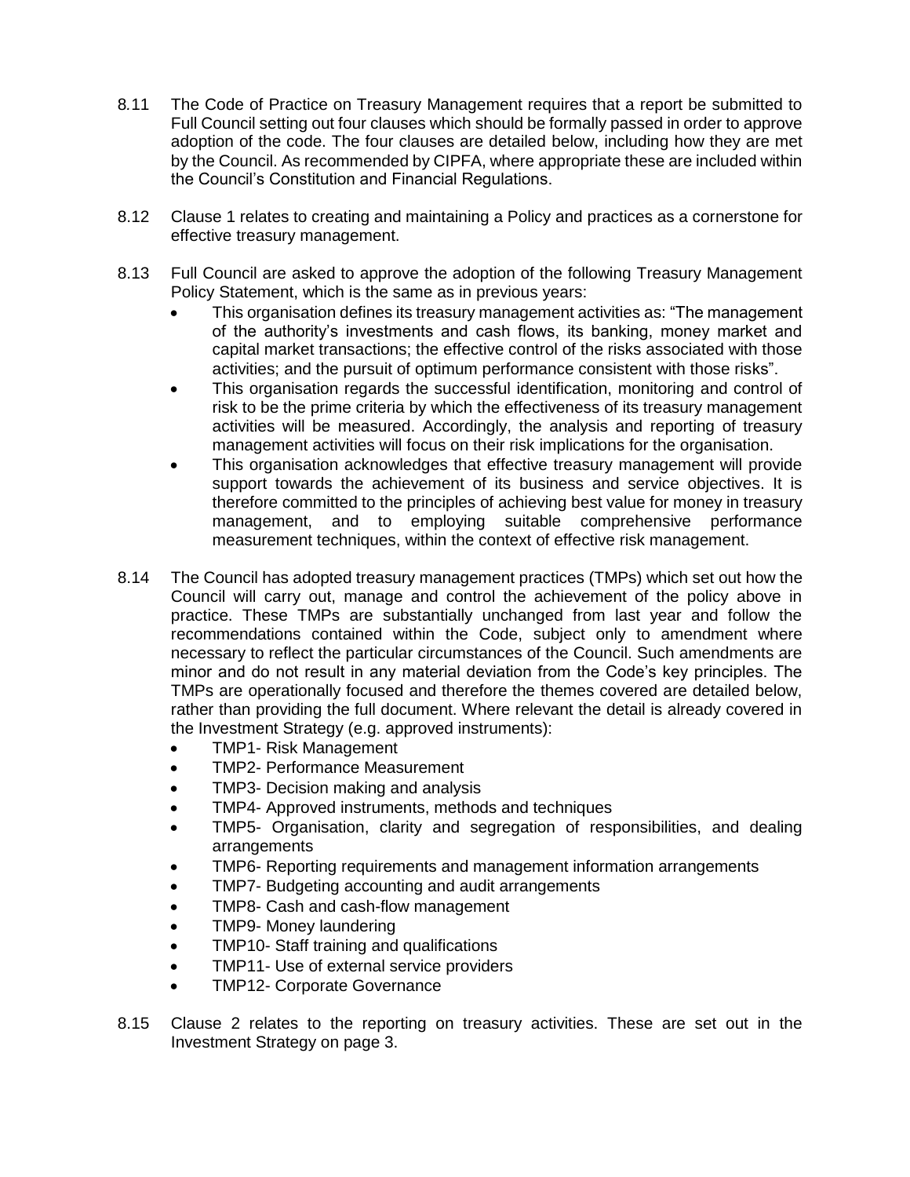8.11 The Code of Practice on Treasury Management requires that a report be submitted to Full Council setting out four clauses which should be formally passed in order to approve adoption of the code. The four clauses are detailed below, including how they are met by the Council. As recommended by CIPFA, where appropriate these are included within the Council's Constitution and Financial Regulations.

8.12 Clause 1 relates to creating and maintaining a Policy and practices as a cornerstone for effective treasury management.

8.13 Full Council are asked to approve the adoption of the following Treasury Management Policy Statement, which is the same as in previous years:

- This organisation defines its treasury management activities as: "The management of the authority's investments and cash flows, its banking, money market and capital market transactions; the effective control of the risks associated with those activities; and the pursuit of optimum performance consistent with those risks".
- This organisation regards the successful identification, monitoring and control of risk to be the prime criteria by which the effectiveness of its treasury management activities will be measured. Accordingly, the analysis and reporting of treasury management activities will focus on their risk implications for the organisation.
- This organisation acknowledges that effective treasury management will provide support towards the achievement of its business and service objectives. It is therefore committed to the principles of achieving best value for money in treasury management, and to employing suitable comprehensive performance measurement techniques, within the context of effective risk management.

8.14 The Council has adopted treasury management practices (TMPs) which set out how the Council will carry out, manage and control the achievement of the policy above in practice. These TMPs are substantially unchanged from last year and follow the recommendations contained within the Code, subject only to amendment where necessary to reflect the particular circumstances of the Council. Such amendments are minor and do not result in any material deviation from the Code's key principles. The TMPs are operationally focused and therefore the themes covered are detailed below, rather than providing the full document. Where relevant the detail is already covered in the Investment Strategy (e.g. approved instruments):

- TMP1- Risk Management
- TMP2- Performance Measurement
- TMP3- Decision making and analysis
- TMP4- Approved instruments, methods and techniques
- TMP5- Organisation, clarity and segregation of responsibilities, and dealing arrangements
- TMP6- Reporting requirements and management information arrangements
- TMP7- Budgeting accounting and audit arrangements
- TMP8- Cash and cash-flow management
- TMP9- Money laundering
- TMP10- Staff training and qualifications
- TMP11- Use of external service providers
- TMP12- Corporate Governance

8.15 Clause 2 relates to the reporting on treasury activities. These are set out in the Investment Strategy on page 3.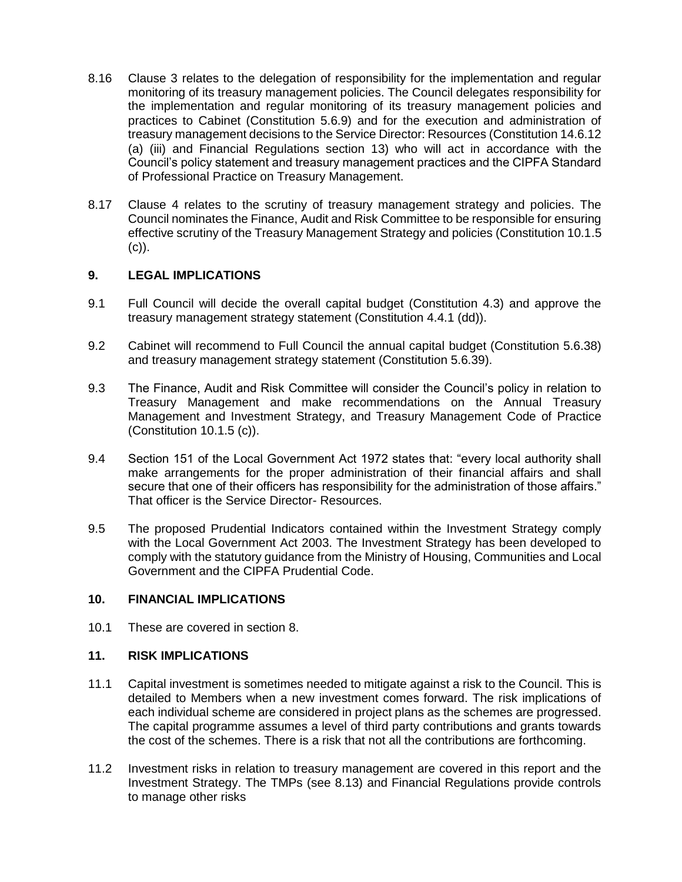8.16 Clause 3 relates to the delegation of responsibility for the implementation and regular monitoring of its treasury management policies. The Council delegates responsibility for the implementation and regular monitoring of its treasury management policies and practices to Cabinet (Constitution 5.6.9) and for the execution and administration of treasury management decisions to the Service Director: Resources (Constitution 14.6.12 (a) (iii) and Financial Regulations section 13) who will act in accordance with the Council's policy statement and treasury management practices and the CIPFA Standard of Professional Practice on Treasury Management.

8.17 Clause 4 relates to the scrutiny of treasury management strategy and policies. The Council nominates the Finance, Audit and Risk Committee to be responsible for ensuring effective scrutiny of the Treasury Management Strategy and policies (Constitution 10.1.5 (c)).

## 9. LEGAL IMPLICATIONS

9.1 Full Council will decide the overall capital budget (Constitution 4.3) and approve the treasury management strategy statement (Constitution 4.4.1 (dd)).

9.2 Cabinet will recommend to Full Council the annual capital budget (Constitution 5.6.38) and treasury management strategy statement (Constitution 5.6.39).

9.3 The Finance, Audit and Risk Committee will consider the Council's policy in relation to Treasury Management and make recommendations on the Annual Treasury Management and Investment Strategy, and Treasury Management Code of Practice (Constitution 10.1.5 (c)).

9.4 Section 151 of the Local Government Act 1972 states that: "every local authority shall make arrangements for the proper administration of their financial affairs and shall secure that one of their officers has responsibility for the administration of those affairs." That officer is the Service Director- Resources.

9.5 The proposed Prudential Indicators contained within the Investment Strategy comply with the Local Government Act 2003. The Investment Strategy has been developed to comply with the statutory guidance from the Ministry of Housing, Communities and Local Government and the CIPFA Prudential Code.

## 10. FINANCIAL IMPLICATIONS

10.1 These are covered in section 8.

## 11. RISK IMPLICATIONS

11.1 Capital investment is sometimes needed to mitigate against a risk to the Council. This is detailed to Members when a new investment comes forward. The risk implications of each individual scheme are considered in project plans as the schemes are progressed. The capital programme assumes a level of third party contributions and grants towards the cost of the schemes. There is a risk that not all the contributions are forthcoming.

11.2 Investment risks in relation to treasury management are covered in this report and the Investment Strategy. The TMPs (see 8.13) and Financial Regulations provide controls to manage other risks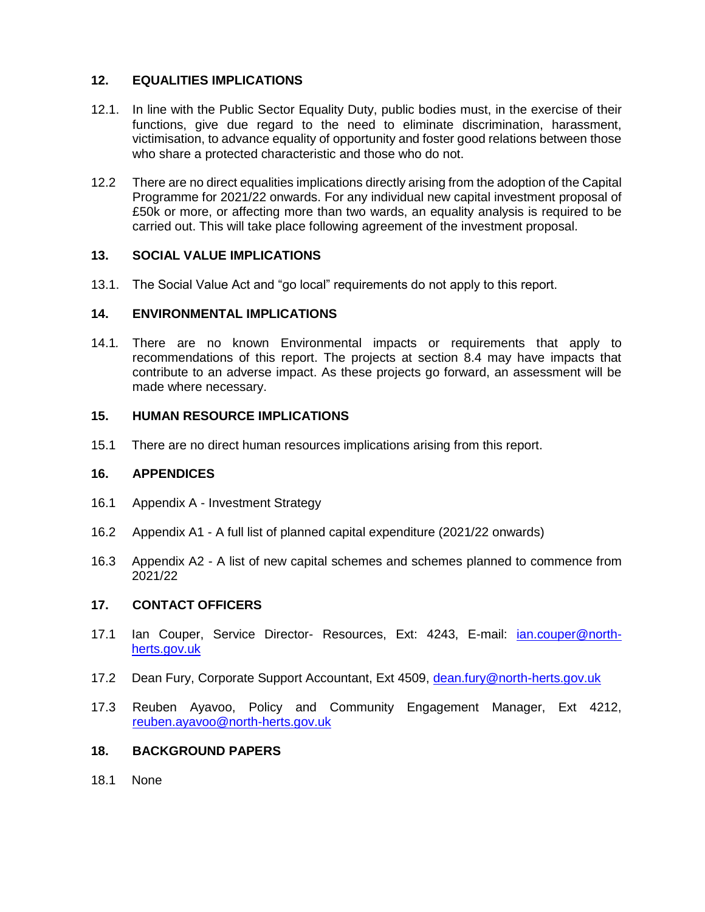## 12. EQUALITIES IMPLICATIONS

12.1. In line with the Public Sector Equality Duty, public bodies must, in the exercise of their functions, give due regard to the need to eliminate discrimination, harassment, victimisation, to advance equality of opportunity and foster good relations between those who share a protected characteristic and those who do not.

12.2 There are no direct equalities implications directly arising from the adoption of the Capital Programme for 2021/22 onwards. For any individual new capital investment proposal of £50k or more, or affecting more than two wards, an equality analysis is required to be carried out. This will take place following agreement of the investment proposal.

## 13. SOCIAL VALUE IMPLICATIONS

13.1. The Social Value Act and "go local" requirements do not apply to this report.

## 14. ENVIRONMENTAL IMPLICATIONS

14.1. There are no known Environmental impacts or requirements that apply to recommendations of this report. The projects at section 8.4 may have impacts that contribute to an adverse impact. As these projects go forward, an assessment will be made where necessary.

## 15. HUMAN RESOURCE IMPLICATIONS

15.1 There are no direct human resources implications arising from this report.

## 16. APPENDICES

16.1 Appendix A - Investment Strategy

16.2 Appendix A1 - A full list of planned capital expenditure (2021/22 onwards)

16.3 Appendix A2 - A list of new capital schemes and schemes planned to commence from 2021/22

## 17. CONTACT OFFICERS

17.1 Ian Couper, Service Director- Resources, Ext: 4243, E-mail: ian.couper@north-herts.gov.uk

17.2 Dean Fury, Corporate Support Accountant, Ext 4509, dean.fury@north-herts.gov.uk

17.3 Reuben Ayavoo, Policy and Community Engagement Manager, Ext 4212, reuben.ayavoo@north-herts.gov.uk

## 18. BACKGROUND PAPERS

18.1 None